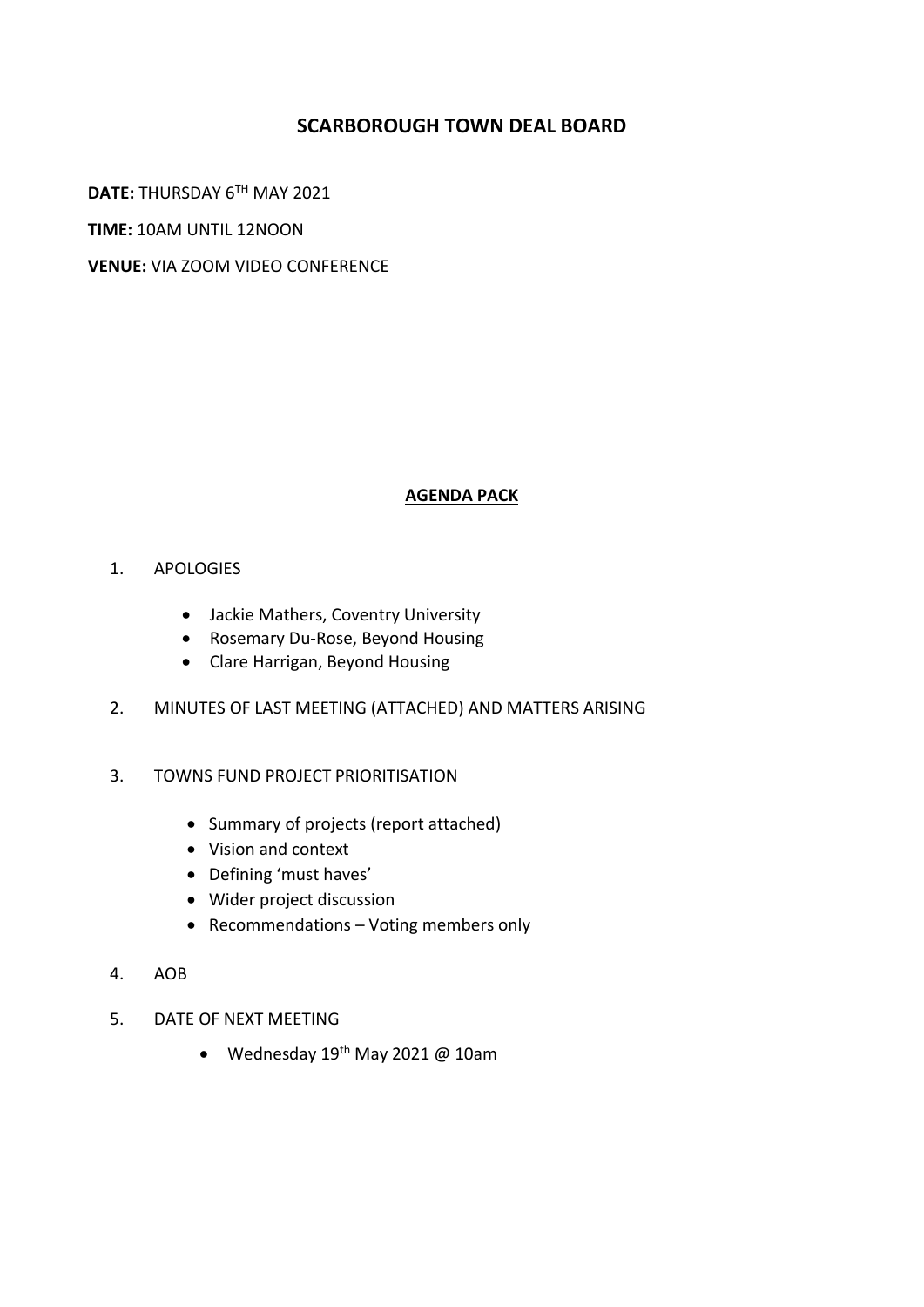# SCARBOROUGH TOWN DEAL BOARD

**DATE:** THURSDAY 6TH MAY 2021

**TIME:** 10AM UNTIL 12NOON

**VENUE:** VIA ZOOM VIDEO CONFERENCE

## AGENDA PACK

1. APOLOGIES

   - Jackie Mathers, Coventry University
   - Rosemary Du-Rose, Beyond Housing
   - Clare Harrigan, Beyond Housing

2. MINUTES OF LAST MEETING (ATTACHED) AND MATTERS ARISING

3. TOWNS FUND PROJECT PRIORITISATION

   - Summary of projects (report attached)
   - Vision and context
   - Defining 'must haves'
   - Wider project discussion
   - Recommendations – Voting members only

4. AOB

5. DATE OF NEXT MEETING

   - Wednesday 19th May 2021 @ 10am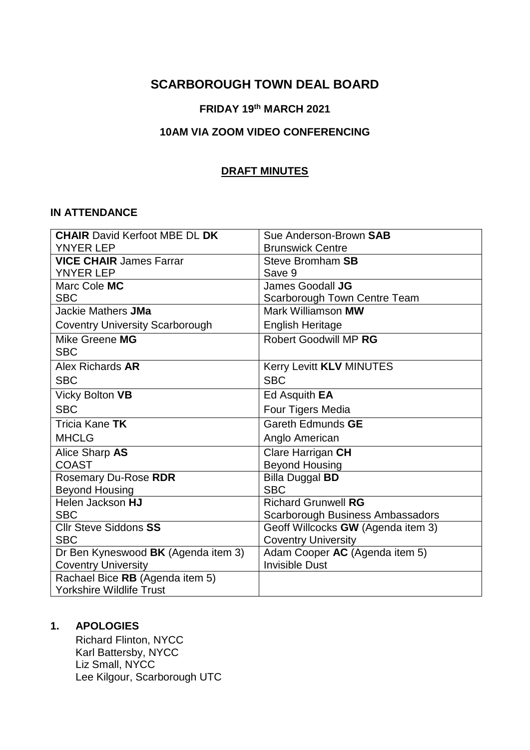# SCARBOROUGH TOWN DEAL BOARD

### FRIDAY 19th MARCH 2021

### 10AM VIA ZOOM VIDEO CONFERENCING

### DRAFT MINUTES

## IN ATTENDANCE

| | |
|---|---|
| **CHAIR** David Kerfoot MBE DL **DK** YNYER LEP | Sue Anderson-Brown **SAB** Brunswick Centre |
| **VICE CHAIR** James Farrar YNYER LEP | Steve Bromham **SB** Save 9 |
| Marc Cole **MC** SBC | James Goodall **JG** Scarborough Town Centre Team |
| Jackie Mathers **JMa** Coventry University Scarborough | Mark Williamson **MW** English Heritage |
| Mike Greene **MG** SBC | Robert Goodwill MP **RG** |
| Alex Richards **AR** SBC | Kerry Levitt **KLV** MINUTES SBC |
| Vicky Bolton **VB** SBC | Ed Asquith **EA** Four Tigers Media |
| Tricia Kane **TK** MHCLG | Gareth Edmunds **GE** Anglo American |
| Alice Sharp **AS** COAST | Clare Harrigan **CH** Beyond Housing |
| Rosemary Du-Rose **RDR** Beyond Housing | Billa Duggal **BD** SBC |
| Helen Jackson **HJ** SBC | Richard Grunwell **RG** Scarborough Business Ambassadors |
| Cllr Steve Siddons **SS** SBC | Geoff Willcocks **GW** (Agenda item 3) Coventry University |
| Dr Ben Kyneswood **BK** (Agenda item 3) Coventry University | Adam Cooper **AC** (Agenda item 5) Invisible Dust |
| Rachael Bice **RB** (Agenda item 5) Yorkshire Wildlife Trust | |

## 1. APOLOGIES

Richard Flinton, NYCC
Karl Battersby, NYCC
Liz Small, NYCC
Lee Kilgour, Scarborough UTC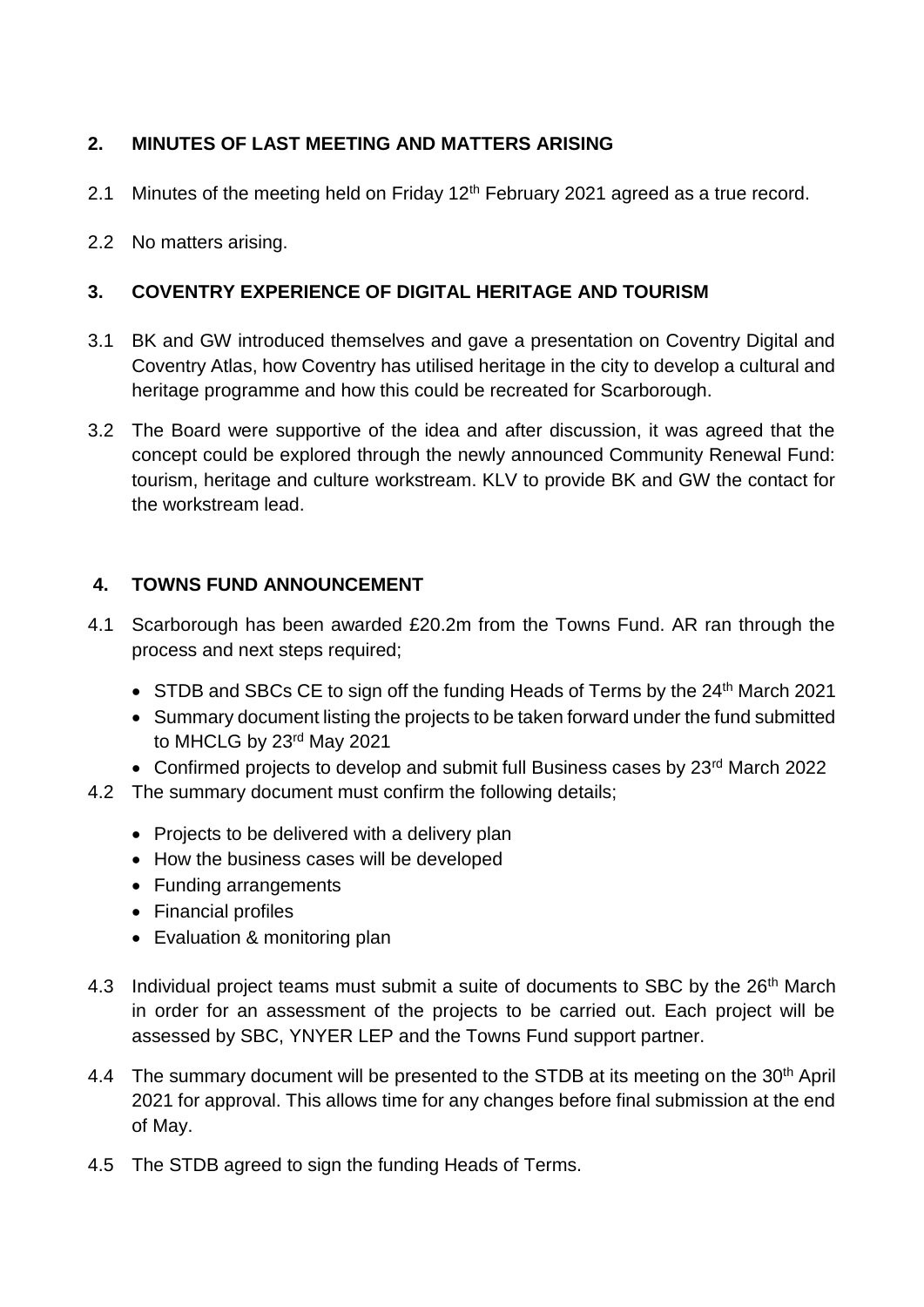## 2. MINUTES OF LAST MEETING AND MATTERS ARISING

2.1 Minutes of the meeting held on Friday 12th February 2021 agreed as a true record.

2.2 No matters arising.

## 3. COVENTRY EXPERIENCE OF DIGITAL HERITAGE AND TOURISM

3.1 BK and GW introduced themselves and gave a presentation on Coventry Digital and Coventry Atlas, how Coventry has utilised heritage in the city to develop a cultural and heritage programme and how this could be recreated for Scarborough.

3.2 The Board were supportive of the idea and after discussion, it was agreed that the concept could be explored through the newly announced Community Renewal Fund: tourism, heritage and culture workstream. KLV to provide BK and GW the contact for the workstream lead.

## 4. TOWNS FUND ANNOUNCEMENT

4.1 Scarborough has been awarded £20.2m from the Towns Fund. AR ran through the process and next steps required;

- STDB and SBCs CE to sign off the funding Heads of Terms by the 24th March 2021
- Summary document listing the projects to be taken forward under the fund submitted to MHCLG by 23rd May 2021
- Confirmed projects to develop and submit full Business cases by 23rd March 2022

4.2 The summary document must confirm the following details;

- Projects to be delivered with a delivery plan
- How the business cases will be developed
- Funding arrangements
- Financial profiles
- Evaluation & monitoring plan

4.3 Individual project teams must submit a suite of documents to SBC by the 26th March in order for an assessment of the projects to be carried out. Each project will be assessed by SBC, YNYER LEP and the Towns Fund support partner.

4.4 The summary document will be presented to the STDB at its meeting on the 30th April 2021 for approval. This allows time for any changes before final submission at the end of May.

4.5 The STDB agreed to sign the funding Heads of Terms.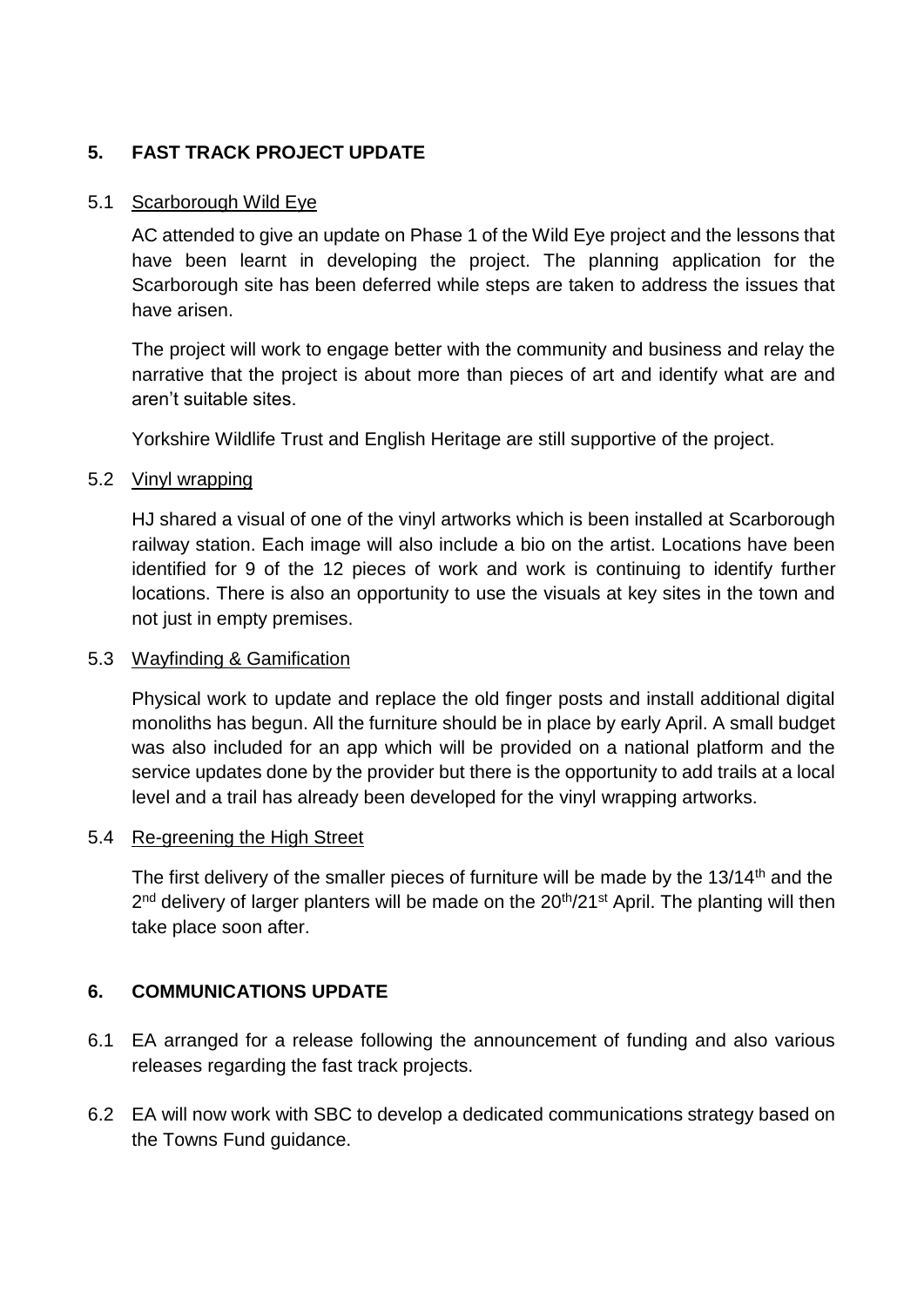## 5. FAST TRACK PROJECT UPDATE

5.1 Scarborough Wild Eye

AC attended to give an update on Phase 1 of the Wild Eye project and the lessons that have been learnt in developing the project. The planning application for the Scarborough site has been deferred while steps are taken to address the issues that have arisen.

The project will work to engage better with the community and business and relay the narrative that the project is about more than pieces of art and identify what are and aren't suitable sites.

Yorkshire Wildlife Trust and English Heritage are still supportive of the project.

5.2 Vinyl wrapping

HJ shared a visual of one of the vinyl artworks which is been installed at Scarborough railway station. Each image will also include a bio on the artist. Locations have been identified for 9 of the 12 pieces of work and work is continuing to identify further locations. There is also an opportunity to use the visuals at key sites in the town and not just in empty premises.

5.3 Wayfinding & Gamification

Physical work to update and replace the old finger posts and install additional digital monoliths has begun. All the furniture should be in place by early April. A small budget was also included for an app which will be provided on a national platform and the service updates done by the provider but there is the opportunity to add trails at a local level and a trail has already been developed for the vinyl wrapping artworks.

5.4 Re-greening the High Street

The first delivery of the smaller pieces of furniture will be made by the 13/14th and the 2nd delivery of larger planters will be made on the 20th/21st April. The planting will then take place soon after.

## 6. COMMUNICATIONS UPDATE

6.1 EA arranged for a release following the announcement of funding and also various releases regarding the fast track projects.

6.2 EA will now work with SBC to develop a dedicated communications strategy based on the Towns Fund guidance.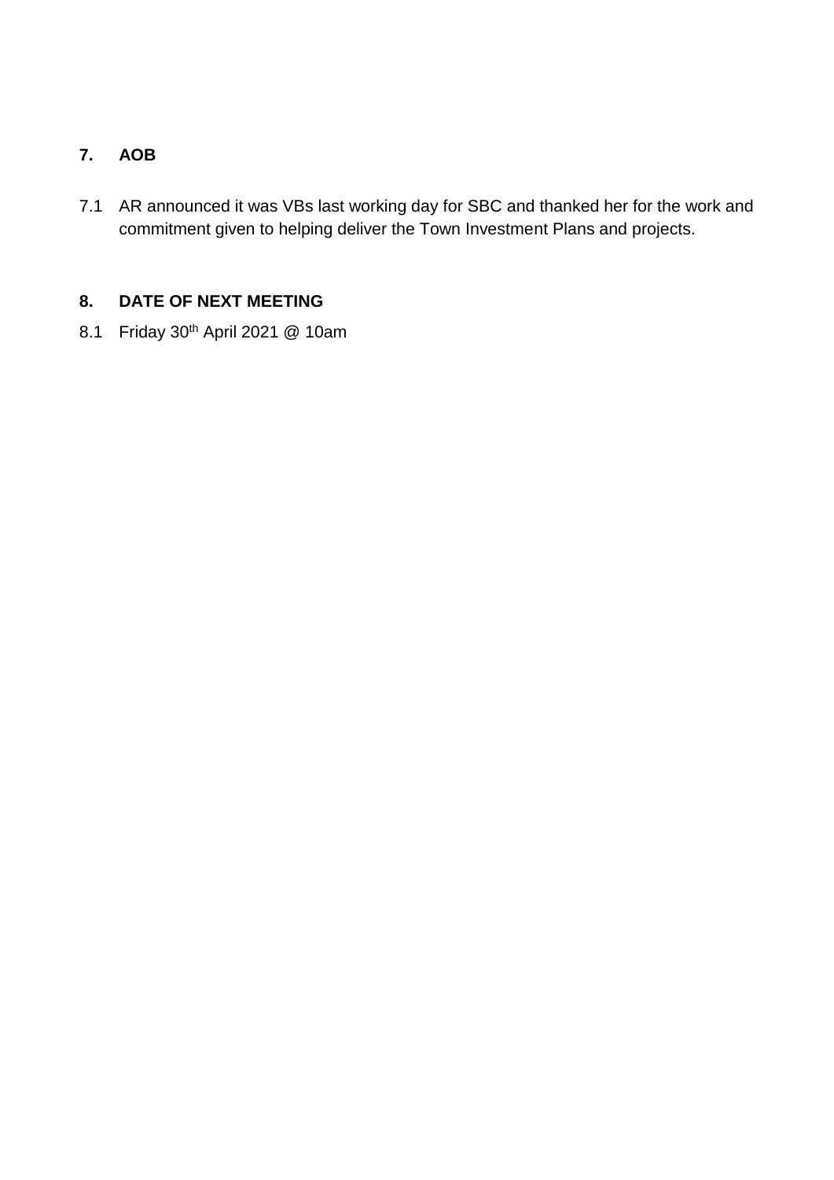## 7. AOB

7.1 AR announced it was VBs last working day for SBC and thanked her for the work and commitment given to helping deliver the Town Investment Plans and projects.

## 8. DATE OF NEXT MEETING

8.1 Friday 30th April 2021 @ 10am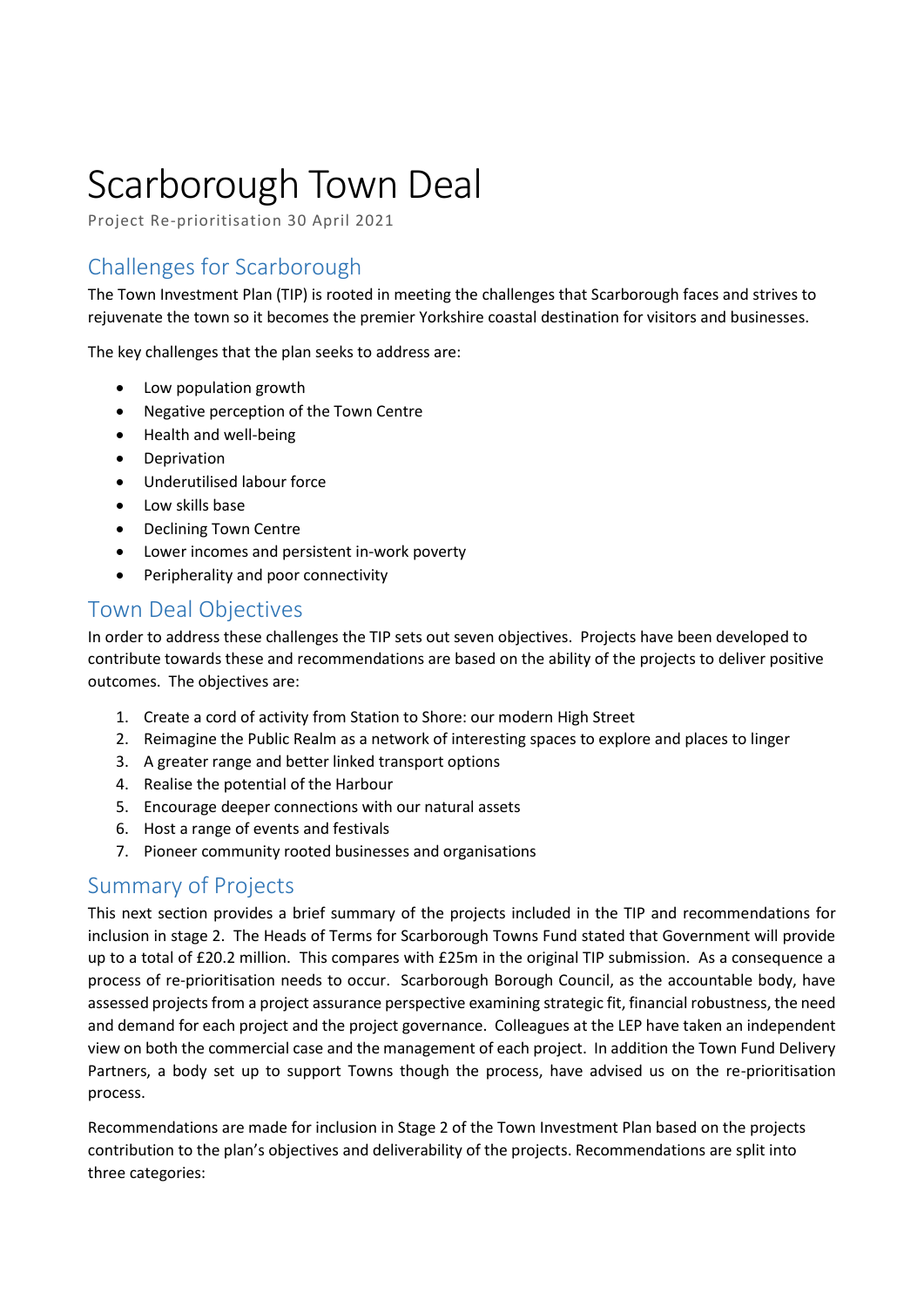# Scarborough Town Deal

Project Re-prioritisation 30 April 2021

## Challenges for Scarborough

The Town Investment Plan (TIP) is rooted in meeting the challenges that Scarborough faces and strives to rejuvenate the town so it becomes the premier Yorkshire coastal destination for visitors and businesses.

The key challenges that the plan seeks to address are:

- Low population growth
- Negative perception of the Town Centre
- Health and well-being
- Deprivation
- Underutilised labour force
- Low skills base
- Declining Town Centre
- Lower incomes and persistent in-work poverty
- Peripherality and poor connectivity

## Town Deal Objectives

In order to address these challenges the TIP sets out seven objectives. Projects have been developed to contribute towards these and recommendations are based on the ability of the projects to deliver positive outcomes. The objectives are:

1. Create a cord of activity from Station to Shore: our modern High Street
2. Reimagine the Public Realm as a network of interesting spaces to explore and places to linger
3. A greater range and better linked transport options
4. Realise the potential of the Harbour
5. Encourage deeper connections with our natural assets
6. Host a range of events and festivals
7. Pioneer community rooted businesses and organisations

## Summary of Projects

This next section provides a brief summary of the projects included in the TIP and recommendations for inclusion in stage 2. The Heads of Terms for Scarborough Towns Fund stated that Government will provide up to a total of £20.2 million. This compares with £25m in the original TIP submission. As a consequence a process of re-prioritisation needs to occur. Scarborough Borough Council, as the accountable body, have assessed projects from a project assurance perspective examining strategic fit, financial robustness, the need and demand for each project and the project governance. Colleagues at the LEP have taken an independent view on both the commercial case and the management of each project. In addition the Town Fund Delivery Partners, a body set up to support Towns though the process, have advised us on the re-prioritisation process.

Recommendations are made for inclusion in Stage 2 of the Town Investment Plan based on the projects contribution to the plan's objectives and deliverability of the projects. Recommendations are split into three categories: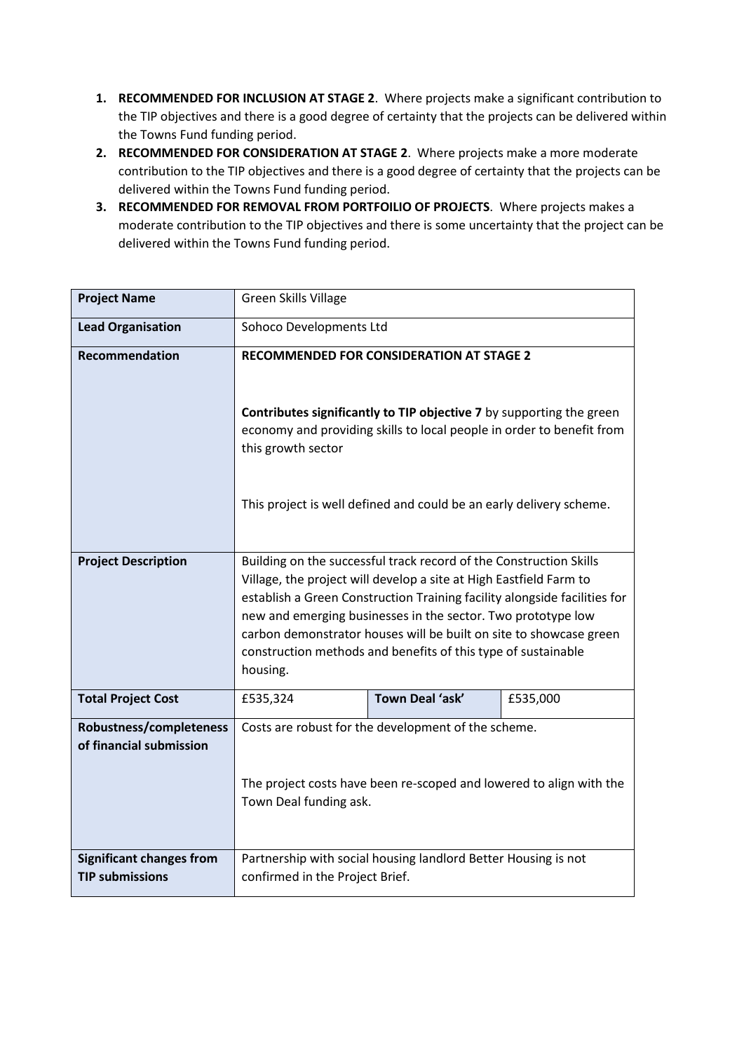1. **RECOMMENDED FOR INCLUSION AT STAGE 2**. Where projects make a significant contribution to the TIP objectives and there is a good degree of certainty that the projects can be delivered within the Towns Fund funding period.
2. **RECOMMENDED FOR CONSIDERATION AT STAGE 2**. Where projects make a more moderate contribution to the TIP objectives and there is a good degree of certainty that the projects can be delivered within the Towns Fund funding period.
3. **RECOMMENDED FOR REMOVAL FROM PORTFOILIO OF PROJECTS**. Where projects makes a moderate contribution to the TIP objectives and there is some uncertainty that the project can be delivered within the Towns Fund funding period.

| **Project Name** | Green Skills Village | | |
|---|---|---|---|
| **Lead Organisation** | Sohoco Developments Ltd | | |
| **Recommendation** | **RECOMMENDED FOR CONSIDERATION AT STAGE 2**<br><br>**Contributes significantly to TIP objective 7** by supporting the green economy and providing skills to local people in order to benefit from this growth sector<br><br>This project is well defined and could be an early delivery scheme. | | |
| **Project Description** | Building on the successful track record of the Construction Skills Village, the project will develop a site at High Eastfield Farm to establish a Green Construction Training facility alongside facilities for new and emerging businesses in the sector. Two prototype low carbon demonstrator houses will be built on site to showcase green construction methods and benefits of this type of sustainable housing. | | |
| **Total Project Cost** | £535,324 | **Town Deal 'ask'** | £535,000 |
| **Robustness/completeness of financial submission** | Costs are robust for the development of the scheme.<br><br>The project costs have been re-scoped and lowered to align with the Town Deal funding ask. | | |
| **Significant changes from TIP submissions** | Partnership with social housing landlord Better Housing is not confirmed in the Project Brief. | | |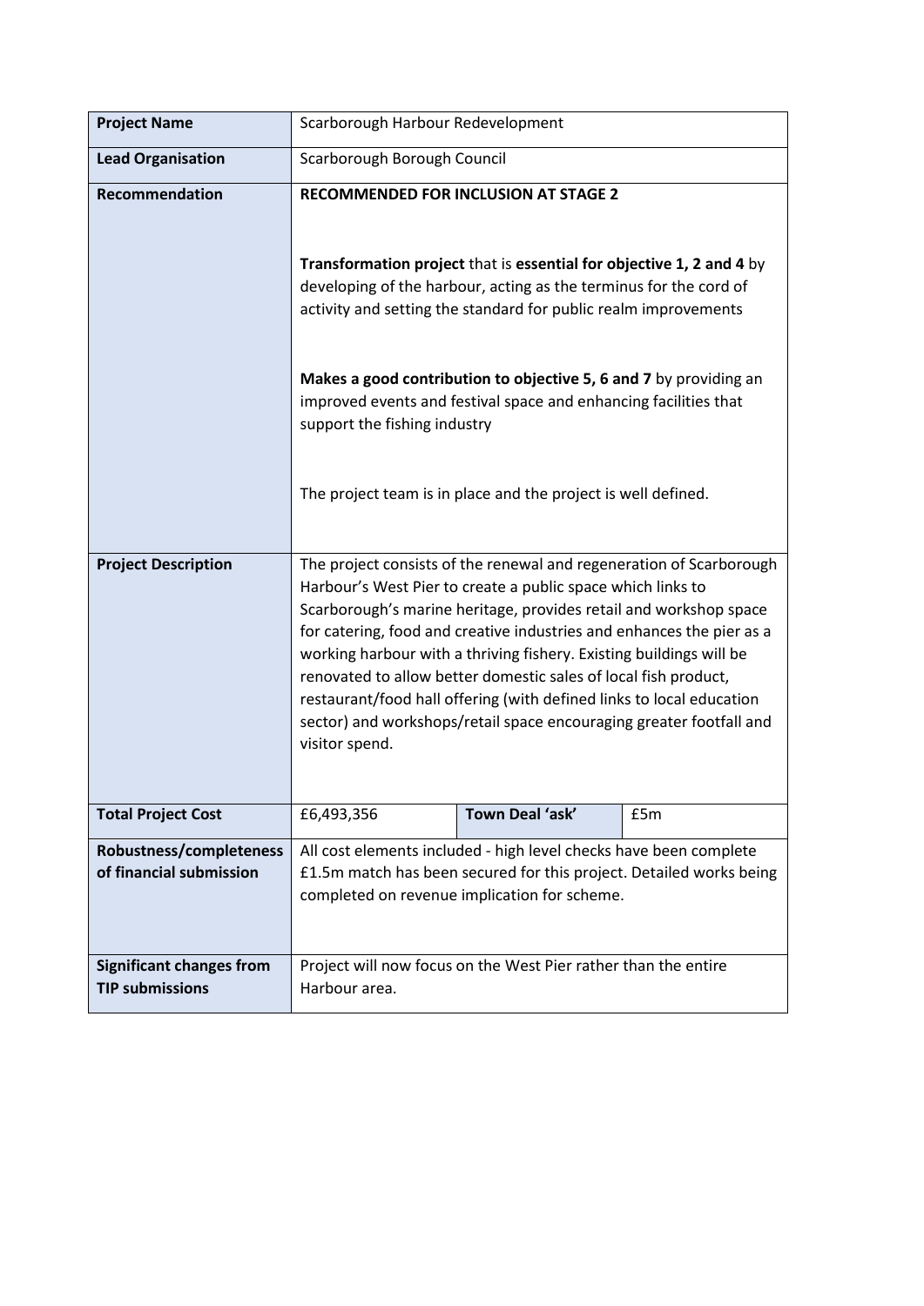| **Project Name** | Scarborough Harbour Redevelopment | | |
|---|---|---|---|
| **Lead Organisation** | Scarborough Borough Council | | |
| **Recommendation** | **RECOMMENDED FOR INCLUSION AT STAGE 2**<br><br>**Transformation project** that is **essential for objective 1, 2 and 4** by developing of the harbour, acting as the terminus for the cord of activity and setting the standard for public realm improvements<br><br>**Makes a good contribution to objective 5, 6 and 7** by providing an improved events and festival space and enhancing facilities that support the fishing industry<br><br>The project team is in place and the project is well defined. | | |
| **Project Description** | The project consists of the renewal and regeneration of Scarborough Harbour's West Pier to create a public space which links to Scarborough's marine heritage, provides retail and workshop space for catering, food and creative industries and enhances the pier as a working harbour with a thriving fishery. Existing buildings will be renovated to allow better domestic sales of local fish product, restaurant/food hall offering (with defined links to local education sector) and workshops/retail space encouraging greater footfall and visitor spend. | | |
| **Total Project Cost** | £6,493,356 | **Town Deal 'ask'** | £5m |
| **Robustness/completeness of financial submission** | All cost elements included - high level checks have been complete £1.5m match has been secured for this project. Detailed works being completed on revenue implication for scheme. | | |
| **Significant changes from TIP submissions** | Project will now focus on the West Pier rather than the entire Harbour area. | | |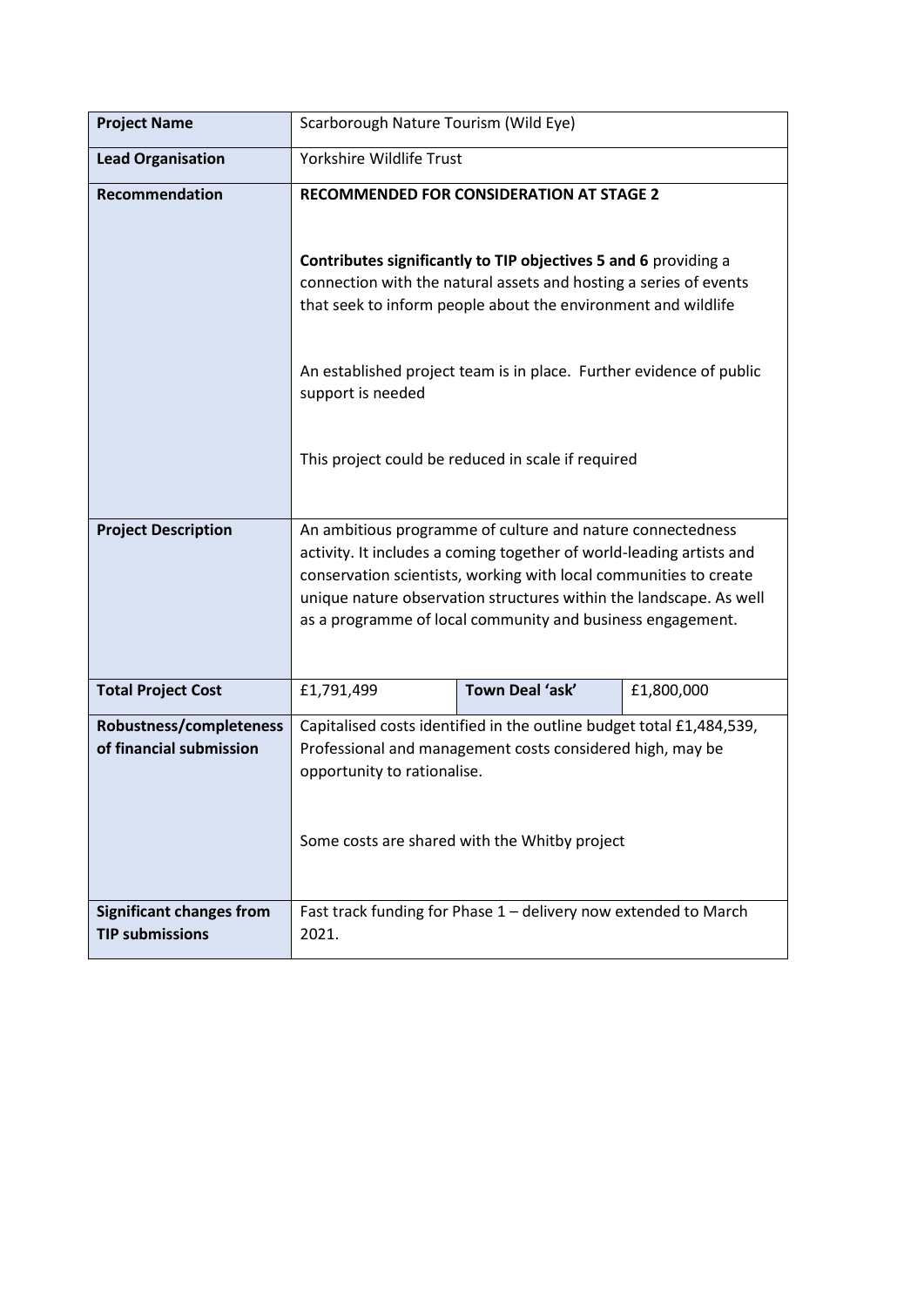| **Project Name** | Scarborough Nature Tourism (Wild Eye) | | |
| --- | --- | --- | --- |
| **Lead Organisation** | Yorkshire Wildlife Trust | | |
| **Recommendation** | **RECOMMENDED FOR CONSIDERATION AT STAGE 2**<br><br>**Contributes significantly to TIP objectives 5 and 6** providing a connection with the natural assets and hosting a series of events that seek to inform people about the environment and wildlife<br><br>An established project team is in place. Further evidence of public support is needed<br><br>This project could be reduced in scale if required | | |
| **Project Description** | An ambitious programme of culture and nature connectedness activity. It includes a coming together of world-leading artists and conservation scientists, working with local communities to create unique nature observation structures within the landscape. As well as a programme of local community and business engagement. | | |
| **Total Project Cost** | £1,791,499 | **Town Deal 'ask'** | £1,800,000 |
| **Robustness/completeness of financial submission** | Capitalised costs identified in the outline budget total £1,484,539, Professional and management costs considered high, may be opportunity to rationalise.<br><br>Some costs are shared with the Whitby project | | |
| **Significant changes from TIP submissions** | Fast track funding for Phase 1 – delivery now extended to March 2021. | | |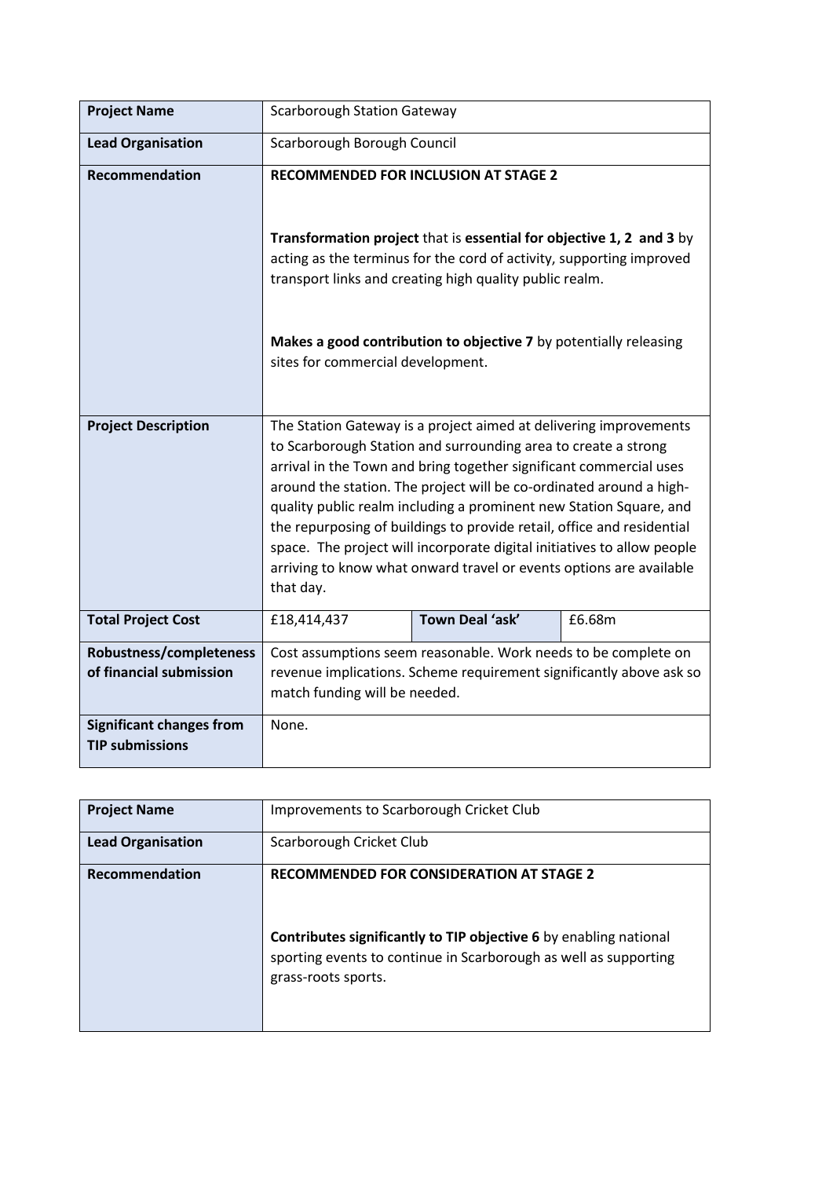| **Project Name** | Scarborough Station Gateway | | |
| --- | --- | --- | --- |
| **Lead Organisation** | Scarborough Borough Council | | |
| **Recommendation** | **RECOMMENDED FOR INCLUSION AT STAGE 2**<br><br>**Transformation project** that is **essential for objective 1, 2 and 3** by acting as the terminus for the cord of activity, supporting improved transport links and creating high quality public realm.<br><br>**Makes a good contribution to objective 7** by potentially releasing sites for commercial development. | | |
| **Project Description** | The Station Gateway is a project aimed at delivering improvements to Scarborough Station and surrounding area to create a strong arrival in the Town and bring together significant commercial uses around the station. The project will be co-ordinated around a high-quality public realm including a prominent new Station Square, and the repurposing of buildings to provide retail, office and residential space. The project will incorporate digital initiatives to allow people arriving to know what onward travel or events options are available that day. | | |
| **Total Project Cost** | £18,414,437 | **Town Deal 'ask'** | £6.68m |
| **Robustness/completeness of financial submission** | Cost assumptions seem reasonable. Work needs to be complete on revenue implications. Scheme requirement significantly above ask so match funding will be needed. | | |
| **Significant changes from TIP submissions** | None. | | |

| **Project Name** | Improvements to Scarborough Cricket Club |
| --- | --- |
| **Lead Organisation** | Scarborough Cricket Club |
| **Recommendation** | **RECOMMENDED FOR CONSIDERATION AT STAGE 2**<br><br>**Contributes significantly to TIP objective 6** by enabling national sporting events to continue in Scarborough as well as supporting grass-roots sports. |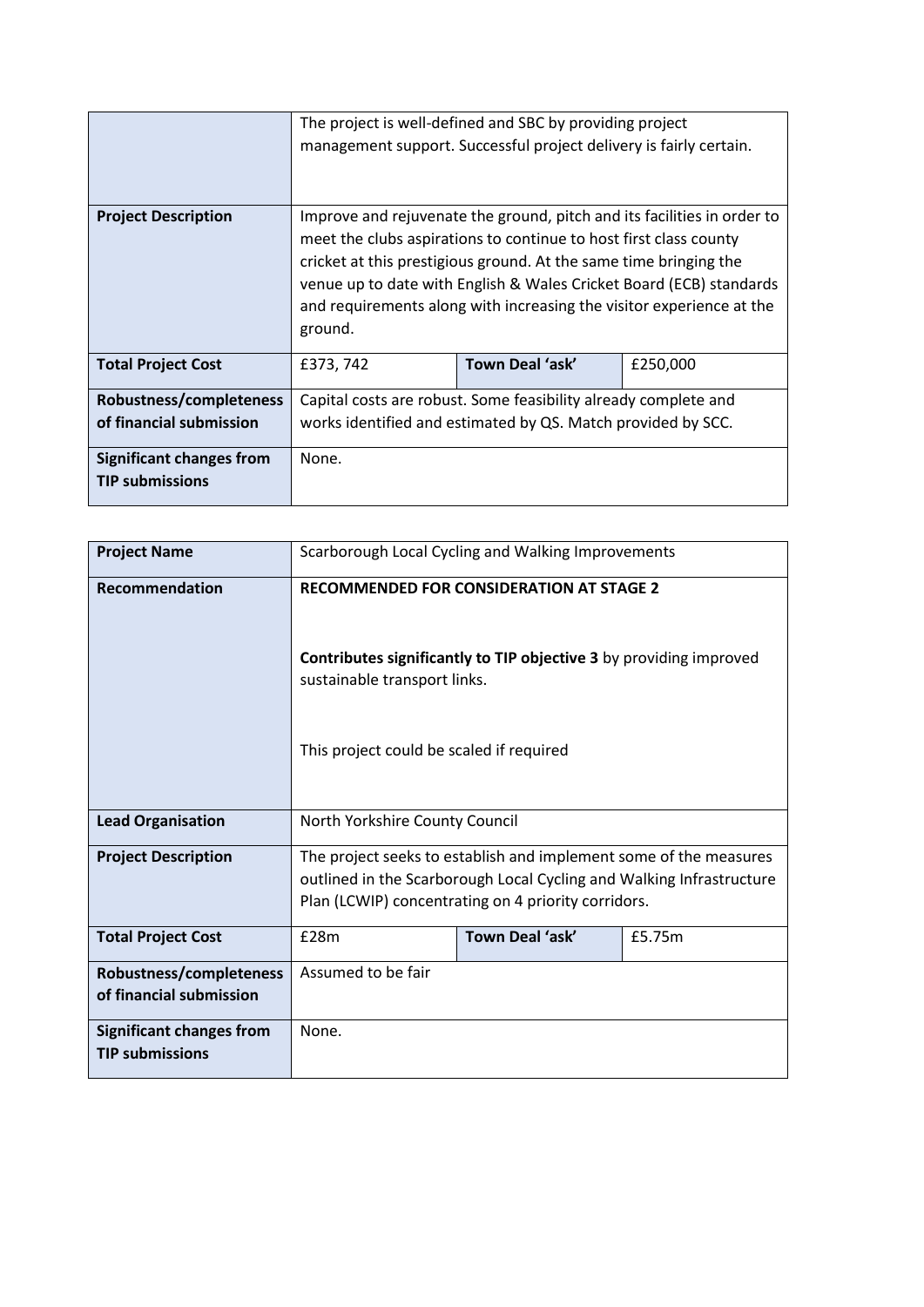| | | | |
|---|---|---|---|
| | The project is well-defined and SBC by providing project management support. Successful project delivery is fairly certain. | | |
| **Project Description** | Improve and rejuvenate the ground, pitch and its facilities in order to meet the clubs aspirations to continue to host first class county cricket at this prestigious ground. At the same time bringing the venue up to date with English & Wales Cricket Board (ECB) standards and requirements along with increasing the visitor experience at the ground. | | |
| **Total Project Cost** | £373, 742 | **Town Deal 'ask'** | £250,000 |
| **Robustness/completeness of financial submission** | Capital costs are robust. Some feasibility already complete and works identified and estimated by QS. Match provided by SCC. | | |
| **Significant changes from TIP submissions** | None. | | |

| **Project Name** | Scarborough Local Cycling and Walking Improvements | | |
|---|---|---|---|
| **Recommendation** | **RECOMMENDED FOR CONSIDERATION AT STAGE 2**<br><br>**Contributes significantly to TIP objective 3** by providing improved sustainable transport links.<br><br>This project could be scaled if required | | |
| **Lead Organisation** | North Yorkshire County Council | | |
| **Project Description** | The project seeks to establish and implement some of the measures outlined in the Scarborough Local Cycling and Walking Infrastructure Plan (LCWIP) concentrating on 4 priority corridors. | | |
| **Total Project Cost** | £28m | **Town Deal 'ask'** | £5.75m |
| **Robustness/completeness of financial submission** | Assumed to be fair | | |
| **Significant changes from TIP submissions** | None. | | |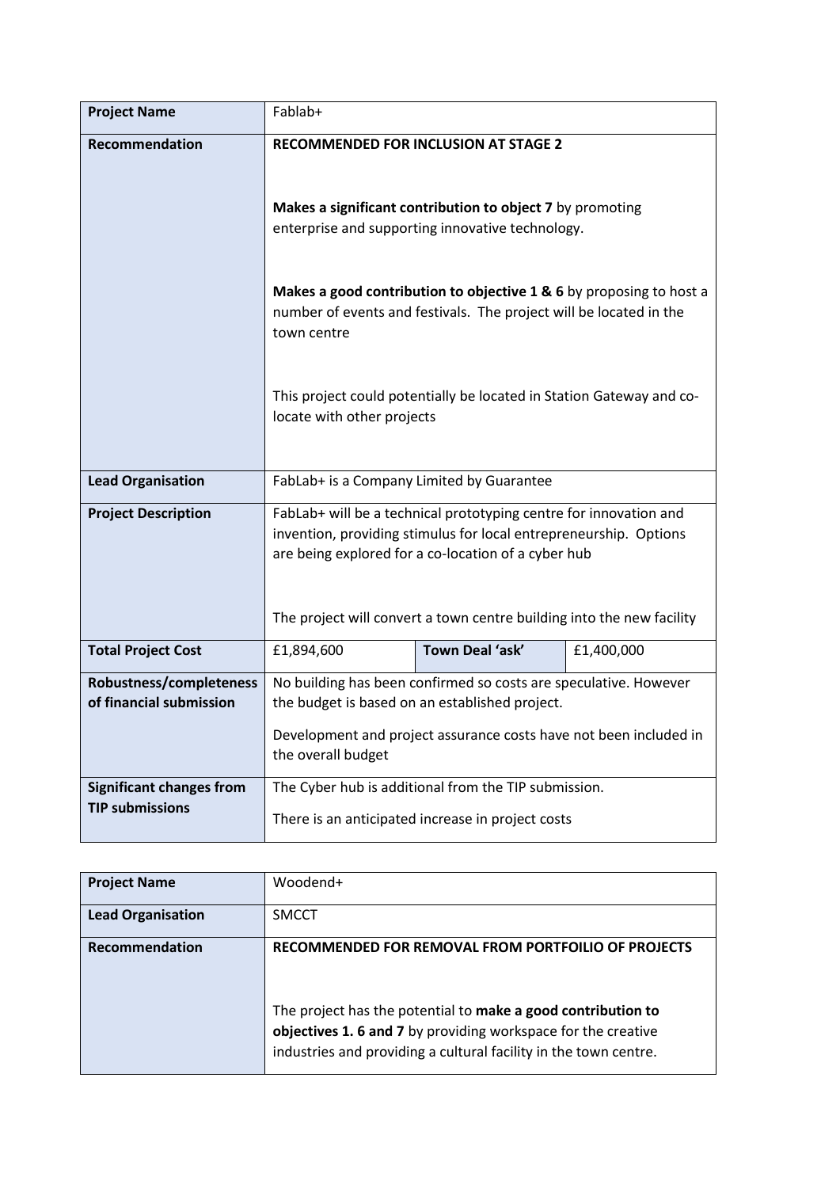| **Project Name** | Fablab+ | | |
|---|---|---|---|
| **Recommendation** | **RECOMMENDED FOR INCLUSION AT STAGE 2**<br><br>**Makes a significant contribution to object 7** by promoting enterprise and supporting innovative technology.<br><br>**Makes a good contribution to objective 1 & 6** by proposing to host a number of events and festivals. The project will be located in the town centre<br><br>This project could potentially be located in Station Gateway and co-locate with other projects | | |
| **Lead Organisation** | FabLab+ is a Company Limited by Guarantee | | |
| **Project Description** | FabLab+ will be a technical prototyping centre for innovation and invention, providing stimulus for local entrepreneurship. Options are being explored for a co-location of a cyber hub<br><br>The project will convert a town centre building into the new facility | | |
| **Total Project Cost** | £1,894,600 | **Town Deal 'ask'** | £1,400,000 |
| **Robustness/completeness of financial submission** | No building has been confirmed so costs are speculative. However the budget is based on an established project.<br><br>Development and project assurance costs have not been included in the overall budget | | |
| **Significant changes from TIP submissions** | The Cyber hub is additional from the TIP submission.<br><br>There is an anticipated increase in project costs | | |

| **Project Name** | Woodend+ |
|---|---|
| **Lead Organisation** | SMCCT |
| **Recommendation** | **RECOMMENDED FOR REMOVAL FROM PORTFOILIO OF PROJECTS**<br><br>The project has the potential to **make a good contribution to objectives 1. 6 and 7** by providing workspace for the creative industries and providing a cultural facility in the town centre. |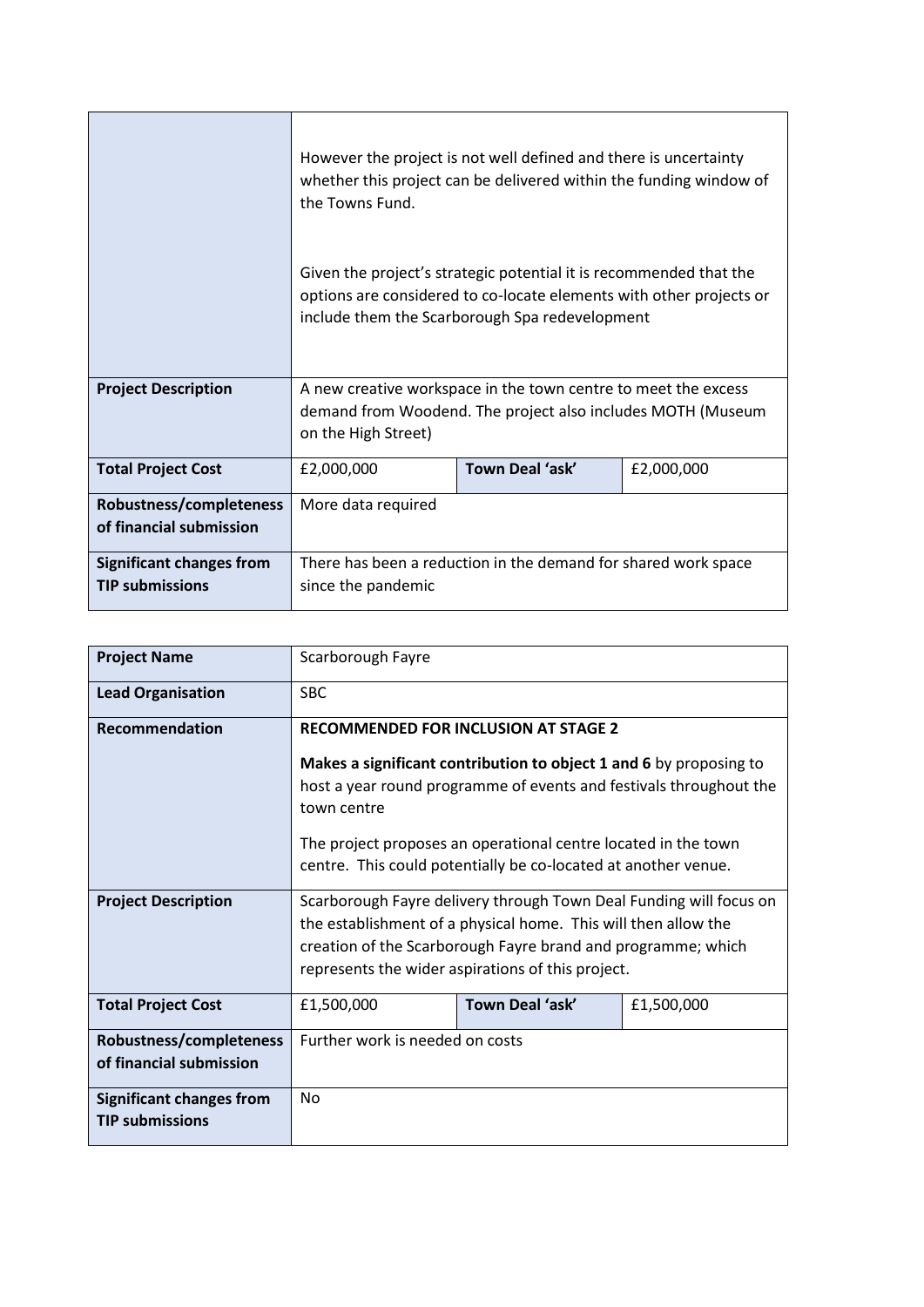| | | | |
|---|---|---|---|
| | However the project is not well defined and there is uncertainty whether this project can be delivered within the funding window of the Towns Fund.<br><br>Given the project's strategic potential it is recommended that the options are considered to co-locate elements with other projects or include them the Scarborough Spa redevelopment | | |
| **Project Description** | A new creative workspace in the town centre to meet the excess demand from Woodend. The project also includes MOTH (Museum on the High Street) | | |
| **Total Project Cost** | £2,000,000 | **Town Deal 'ask'** | £2,000,000 |
| **Robustness/completeness of financial submission** | More data required | | |
| **Significant changes from TIP submissions** | There has been a reduction in the demand for shared work space since the pandemic | | |

| | | | |
|---|---|---|---|
| **Project Name** | Scarborough Fayre | | |
| **Lead Organisation** | SBC | | |
| **Recommendation** | **RECOMMENDED FOR INCLUSION AT STAGE 2**<br><br>**Makes a significant contribution to object 1 and 6** by proposing to host a year round programme of events and festivals throughout the town centre<br><br>The project proposes an operational centre located in the town centre. This could potentially be co-located at another venue. | | |
| **Project Description** | Scarborough Fayre delivery through Town Deal Funding will focus on the establishment of a physical home. This will then allow the creation of the Scarborough Fayre brand and programme; which represents the wider aspirations of this project. | | |
| **Total Project Cost** | £1,500,000 | **Town Deal 'ask'** | £1,500,000 |
| **Robustness/completeness of financial submission** | Further work is needed on costs | | |
| **Significant changes from TIP submissions** | No | | |